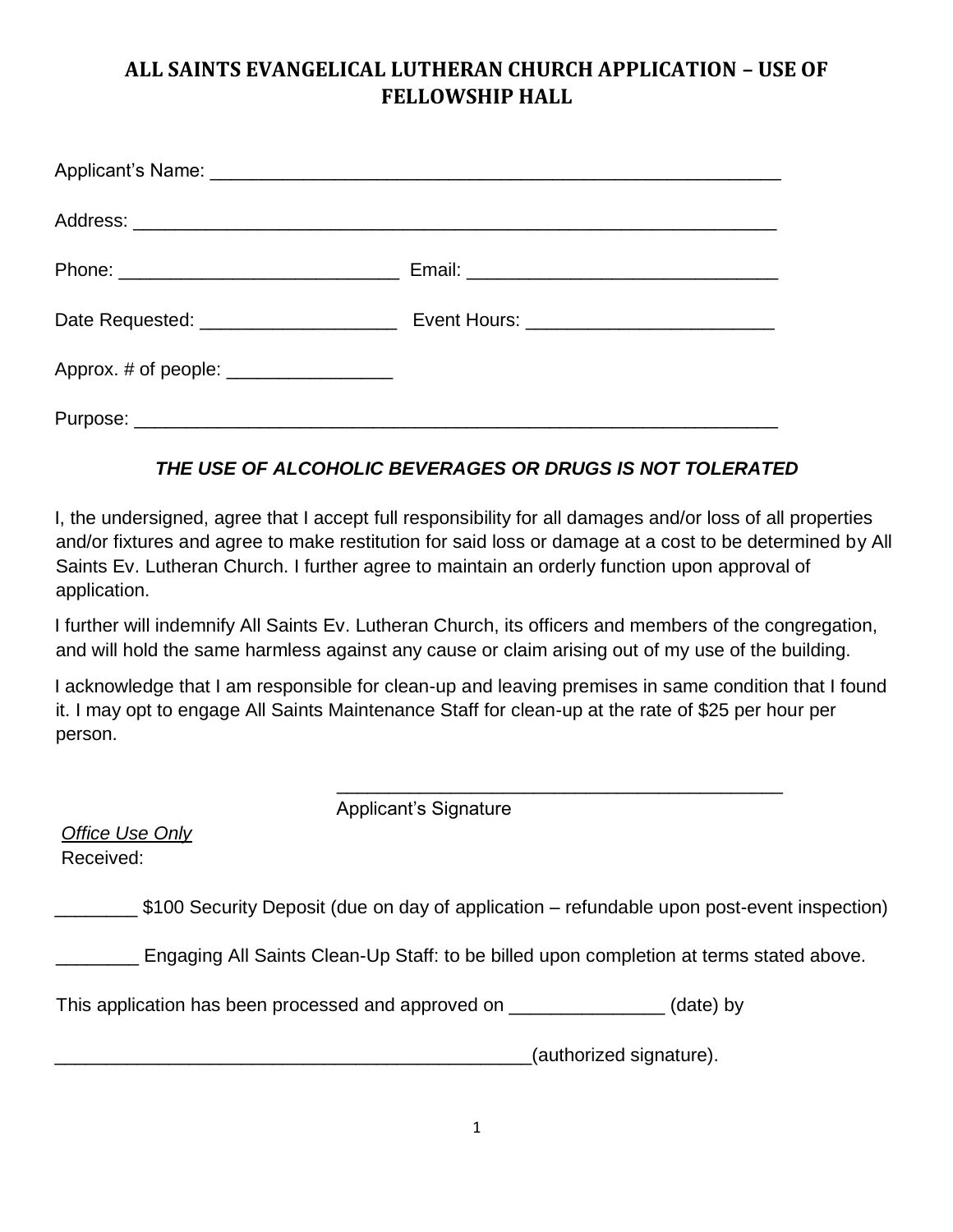# ALL SAINTS EVANGELICAL LUTHERAN CHURCH APPLICATION – USE OF FELLOWSHIP HALL

Applicant's Name: ________________________________________________________

Address: ______________________________________________________________

Phone: ___________________________ Email: ______________________________

Date Requested: ___________________ Event Hours: ________________________

Approx. # of people: ________________

Purpose: ______________________________________________________________

***THE USE OF ALCOHOLIC BEVERAGES OR DRUGS IS NOT TOLERATED***

I, the undersigned, agree that I accept full responsibility for all damages and/or loss of all properties and/or fixtures and agree to make restitution for said loss or damage at a cost to be determined by All Saints Ev. Lutheran Church. I further agree to maintain an orderly function upon approval of application.

I further will indemnify All Saints Ev. Lutheran Church, its officers and members of the congregation, and will hold the same harmless against any cause or claim arising out of my use of the building.

I acknowledge that I am responsible for clean-up and leaving premises in same condition that I found it. I may opt to engage All Saints Maintenance Staff for clean-up at the rate of $25 per hour per person.

____________________________________________

Applicant's Signature

*Office Use Only*

Received:

________ $100 Security Deposit (due on day of application – refundable upon post-event inspection)

________ Engaging All Saints Clean-Up Staff: to be billed upon completion at terms stated above.

This application has been processed and approved on _______________ (date) by

________________________________________________(authorized signature).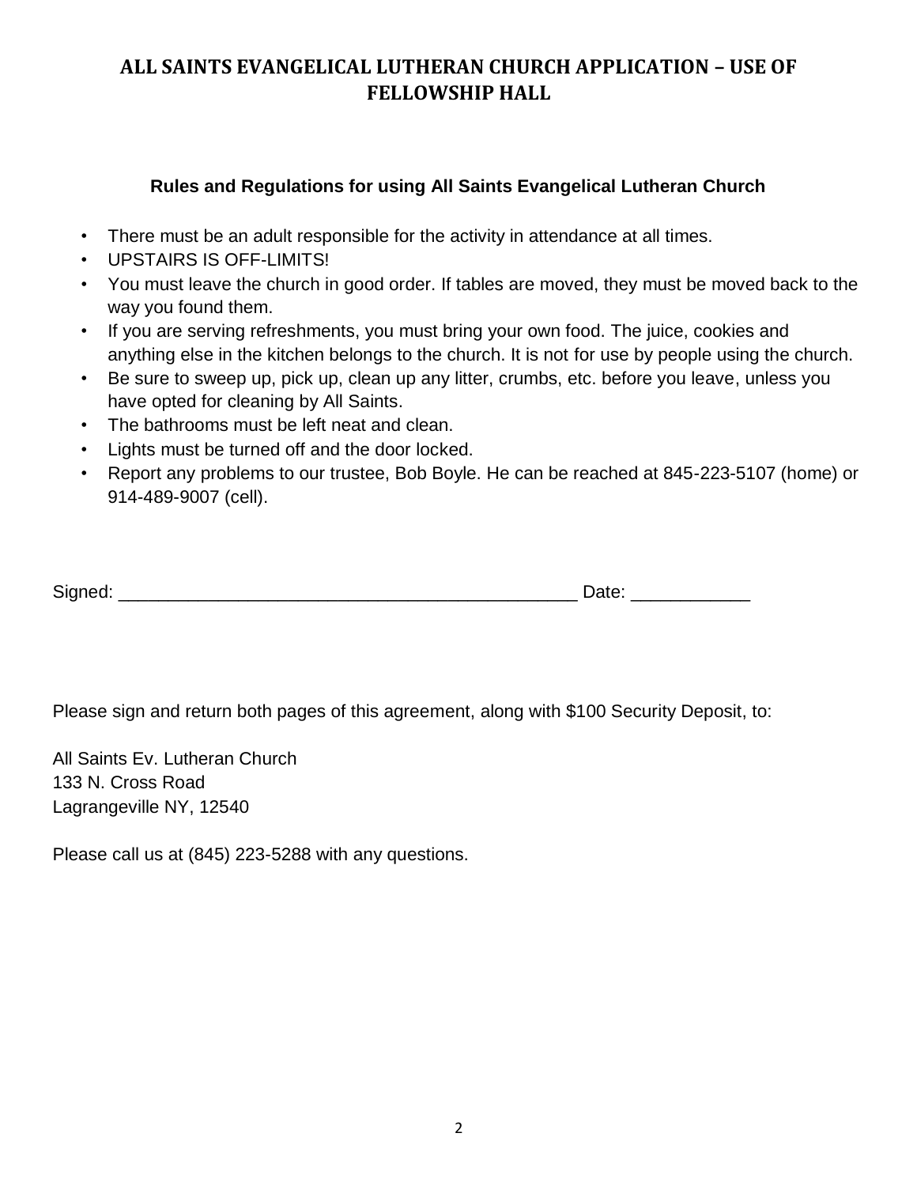# ALL SAINTS EVANGELICAL LUTHERAN CHURCH APPLICATION – USE OF FELLOWSHIP HALL

**Rules and Regulations for using All Saints Evangelical Lutheran Church**

- There must be an adult responsible for the activity in attendance at all times.
- UPSTAIRS IS OFF-LIMITS!
- You must leave the church in good order. If tables are moved, they must be moved back to the way you found them.
- If you are serving refreshments, you must bring your own food. The juice, cookies and anything else in the kitchen belongs to the church. It is not for use by people using the church.
- Be sure to sweep up, pick up, clean up any litter, crumbs, etc. before you leave, unless you have opted for cleaning by All Saints.
- The bathrooms must be left neat and clean.
- Lights must be turned off and the door locked.
- Report any problems to our trustee, Bob Boyle. He can be reached at 845-223-5107 (home) or 914-489-9007 (cell).

Signed: _______________________________________________ Date: ____________

Please sign and return both pages of this agreement, along with $100 Security Deposit, to:

All Saints Ev. Lutheran Church
133 N. Cross Road
Lagrangeville NY, 12540

Please call us at (845) 223-5288 with any questions.